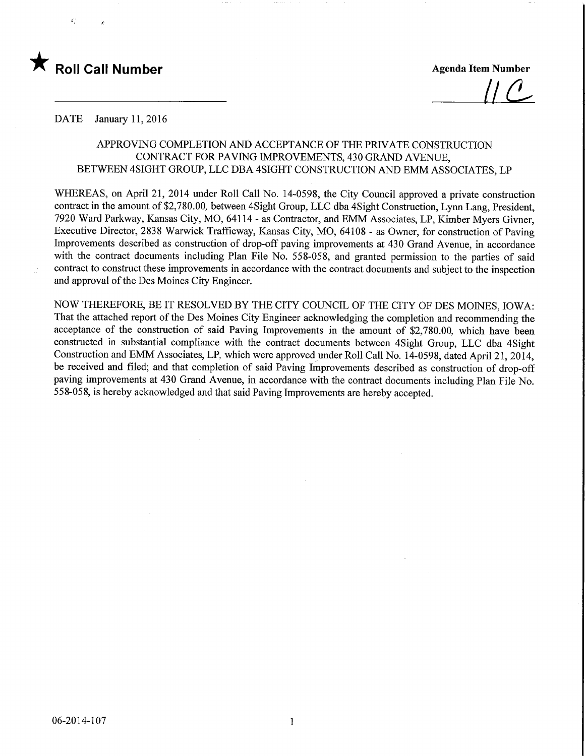★ **Roll Call Number**

**Agenda Item Number**

11C

DATE January 11, 2016

APPROVING COMPLETION AND ACCEPTANCE OF THE PRIVATE CONSTRUCTION CONTRACT FOR PAVING IMPROVEMENTS, 430 GRAND AVENUE, BETWEEN 4SIGHT GROUP, LLC DBA 4SIGHT CONSTRUCTION AND EMM ASSOCIATES, LP

WHEREAS, on April 21, 2014 under Roll Call No. 14-0598, the City Council approved a private construction contract in the amount of $2,780.00, between 4Sight Group, LLC dba 4Sight Construction, Lynn Lang, President, 7920 Ward Parkway, Kansas City, MO, 64114 - as Contractor, and EMM Associates, LP, Kimber Myers Givner, Executive Director, 2838 Warwick Trafficway, Kansas City, MO, 64108 - as Owner, for construction of Paving Improvements described as construction of drop-off paving improvements at 430 Grand Avenue, in accordance with the contract documents including Plan File No. 558-058, and granted permission to the parties of said contract to construct these improvements in accordance with the contract documents and subject to the inspection and approval of the Des Moines City Engineer.

NOW THEREFORE, BE IT RESOLVED BY THE CITY COUNCIL OF THE CITY OF DES MOINES, IOWA: That the attached report of the Des Moines City Engineer acknowledging the completion and recommending the acceptance of the construction of said Paving Improvements in the amount of $2,780.00, which have been constructed in substantial compliance with the contract documents between 4Sight Group, LLC dba 4Sight Construction and EMM Associates, LP, which were approved under Roll Call No. 14-0598, dated April 21, 2014, be received and filed; and that completion of said Paving Improvements described as construction of drop-off paving improvements at 430 Grand Avenue, in accordance with the contract documents including Plan File No. 558-058, is hereby acknowledged and that said Paving Improvements are hereby accepted.

06-2014-107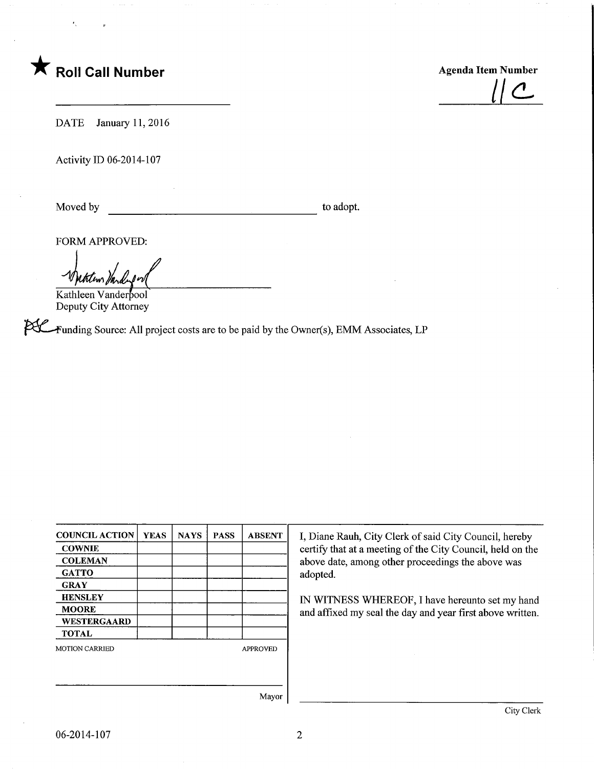★ **Roll Call Number**

______________________

**Agenda Item Number**

11C

DATE January 11, 2016

Activity ID 06-2014-107

Moved by ______________________ to adopt.

FORM APPROVED:

Kathleen Vanderpool
Deputy City Attorney

Funding Source: All project costs are to be paid by the Owner(s), EMM Associates, LP

| COUNCIL ACTION | YEAS | NAYS | PASS | ABSENT |
|---|---|---|---|---|
| COWNIE | | | | |
| COLEMAN | | | | |
| GATTO | | | | |
| GRAY | | | | |
| HENSLEY | | | | |
| MOORE | | | | |
| WESTERGAARD | | | | |
| TOTAL | | | | |

MOTION CARRIED APPROVED

______________________ Mayor

I, Diane Rauh, City Clerk of said City Council, hereby certify that at a meeting of the City Council, held on the above date, among other proceedings the above was adopted.

IN WITNESS WHEREOF, I have hereunto set my hand and affixed my seal the day and year first above written.

______________________ City Clerk

06-2014-107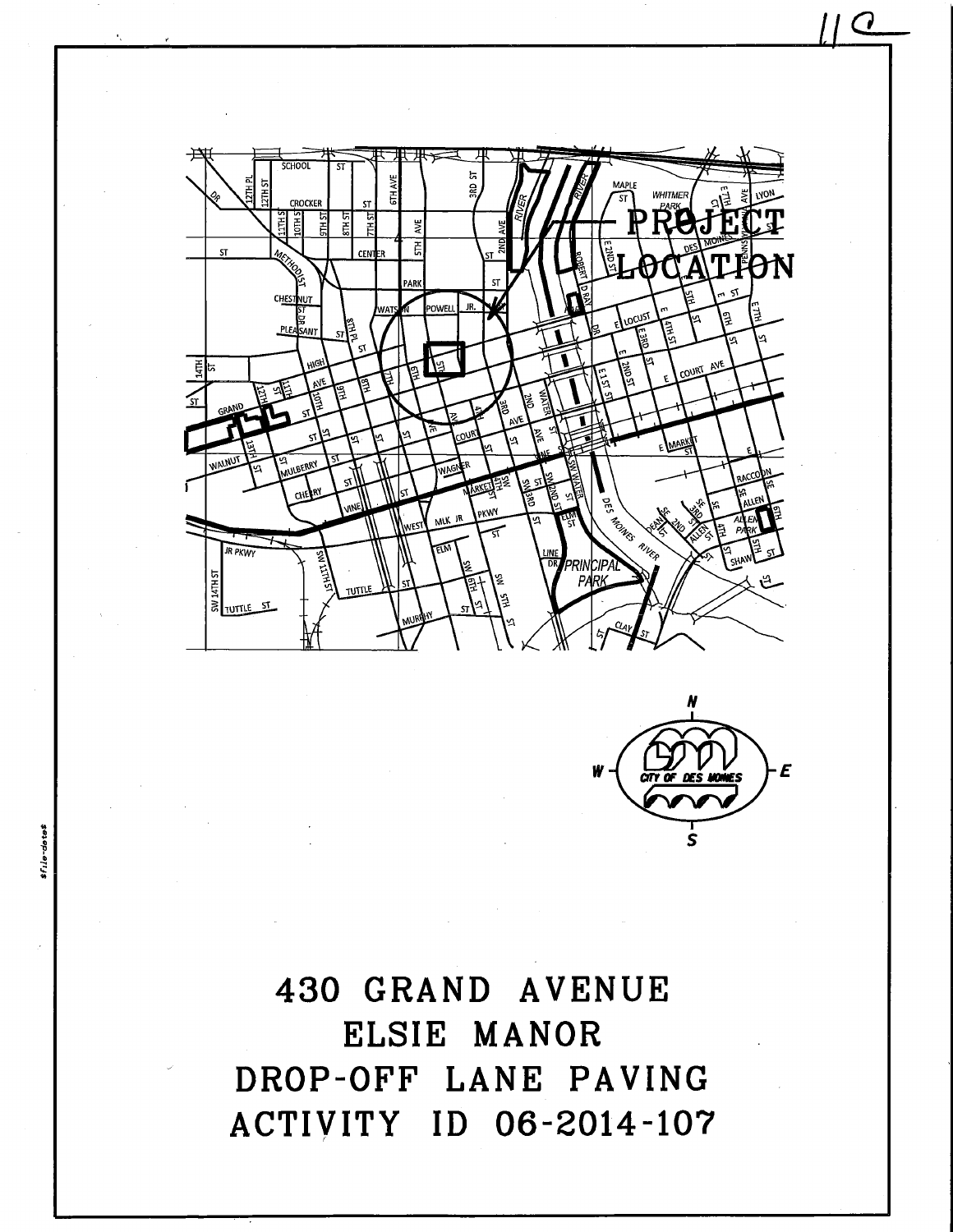# 430 GRAND AVENUE
# ELSIE MANOR
# DROP-OFF LANE PAVING
# ACTIVITY ID 06-2014-107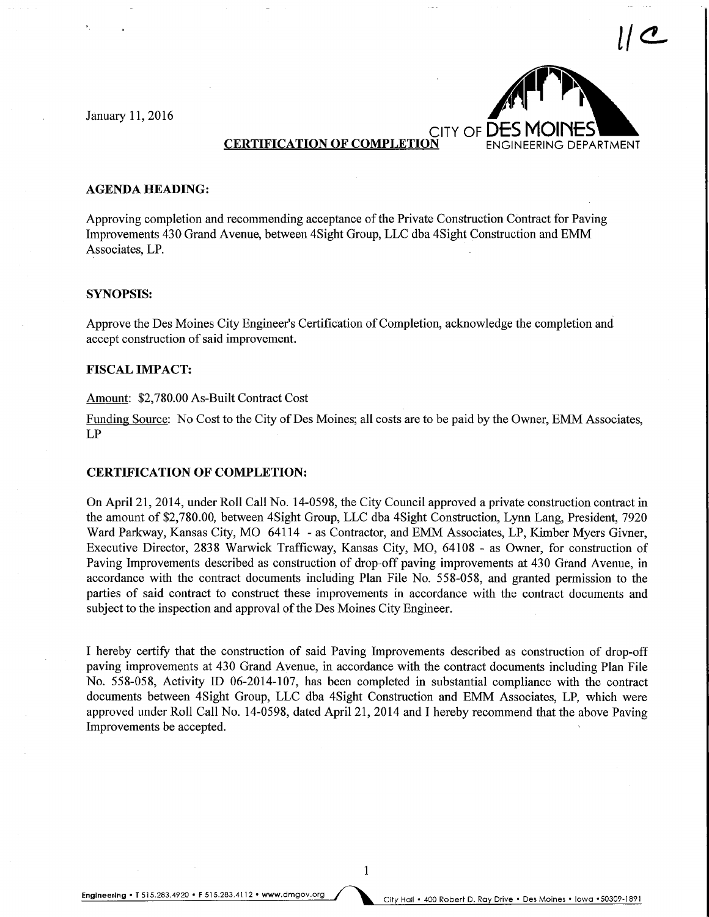11C

January 11, 2016

CITY OF DES MOINES ENGINEERING DEPARTMENT

**CERTIFICATION OF COMPLETION**

**AGENDA HEADING:**

Approving completion and recommending acceptance of the Private Construction Contract for Paving Improvements 430 Grand Avenue, between 4Sight Group, LLC dba 4Sight Construction and EMM Associates, LP.

**SYNOPSIS:**

Approve the Des Moines City Engineer's Certification of Completion, acknowledge the completion and accept construction of said improvement.

**FISCAL IMPACT:**

Amount: $2,780.00 As-Built Contract Cost

Funding Source: No Cost to the City of Des Moines; all costs are to be paid by the Owner, EMM Associates, LP

**CERTIFICATION OF COMPLETION:**

On April 21, 2014, under Roll Call No. 14-0598, the City Council approved a private construction contract in the amount of $2,780.00, between 4Sight Group, LLC dba 4Sight Construction, Lynn Lang, President, 7920 Ward Parkway, Kansas City, MO 64114 - as Contractor, and EMM Associates, LP, Kimber Myers Givner, Executive Director, 2838 Warwick Trafficway, Kansas City, MO, 64108 - as Owner, for construction of Paving Improvements described as construction of drop-off paving improvements at 430 Grand Avenue, in accordance with the contract documents including Plan File No. 558-058, and granted permission to the parties of said contract to construct these improvements in accordance with the contract documents and subject to the inspection and approval of the Des Moines City Engineer.

I hereby certify that the construction of said Paving Improvements described as construction of drop-off paving improvements at 430 Grand Avenue, in accordance with the contract documents including Plan File No. 558-058, Activity ID 06-2014-107, has been completed in substantial compliance with the contract documents between 4Sight Group, LLC dba 4Sight Construction and EMM Associates, LP, which were approved under Roll Call No. 14-0598, dated April 21, 2014 and I hereby recommend that the above Paving Improvements be accepted.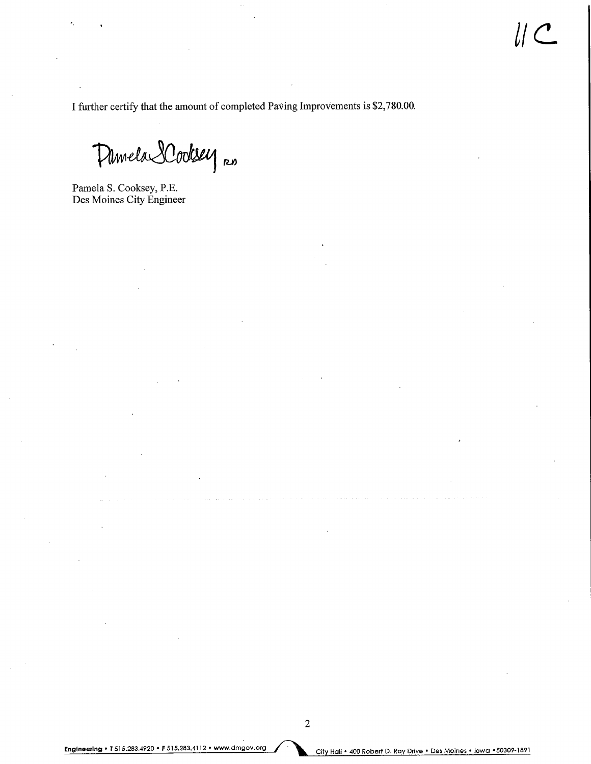11C

I further certify that the amount of completed Paving Improvements is $2,780.00.

Pamela S Cooksey RD

Pamela S. Cooksey, P.E.
Des Moines City Engineer

**Engineering** • T 515.283.4920 • F 515.283.4112 • www.dmgov.org City Hall • 400 Robert D. Ray Drive • Des Moines • Iowa • 50309-1891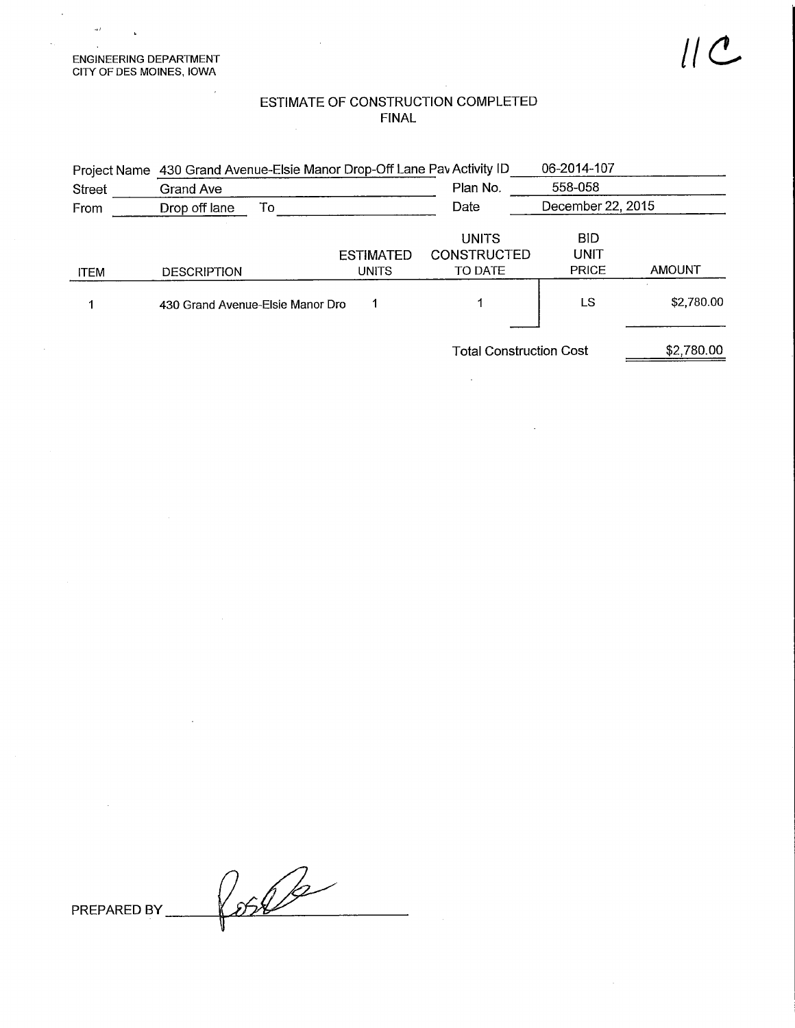ENGINEERING DEPARTMENT
CITY OF DES MOINES, IOWA

11C

## ESTIMATE OF CONSTRUCTION COMPLETED
## FINAL

| | | | |
|---|---|---|---|
| Project Name | 430 Grand Avenue-Elsie Manor Drop-Off Lane Pav | Activity ID | 06-2014-107 |
| Street | Grand Ave | Plan No. | 558-058 |
| From | Drop off lane To | Date | December 22, 2015 |

| ITEM | DESCRIPTION | ESTIMATED UNITS | UNITS CONSTRUCTED TO DATE | BID UNIT PRICE | AMOUNT |
|---|---|---|---|---|---|
| 1 | 430 Grand Avenue-Elsie Manor Dro | 1 | 1 | LS | $2,780.00 |
| | | | Total Construction Cost | | $2,780.00 |

PREPARED BY [signature]